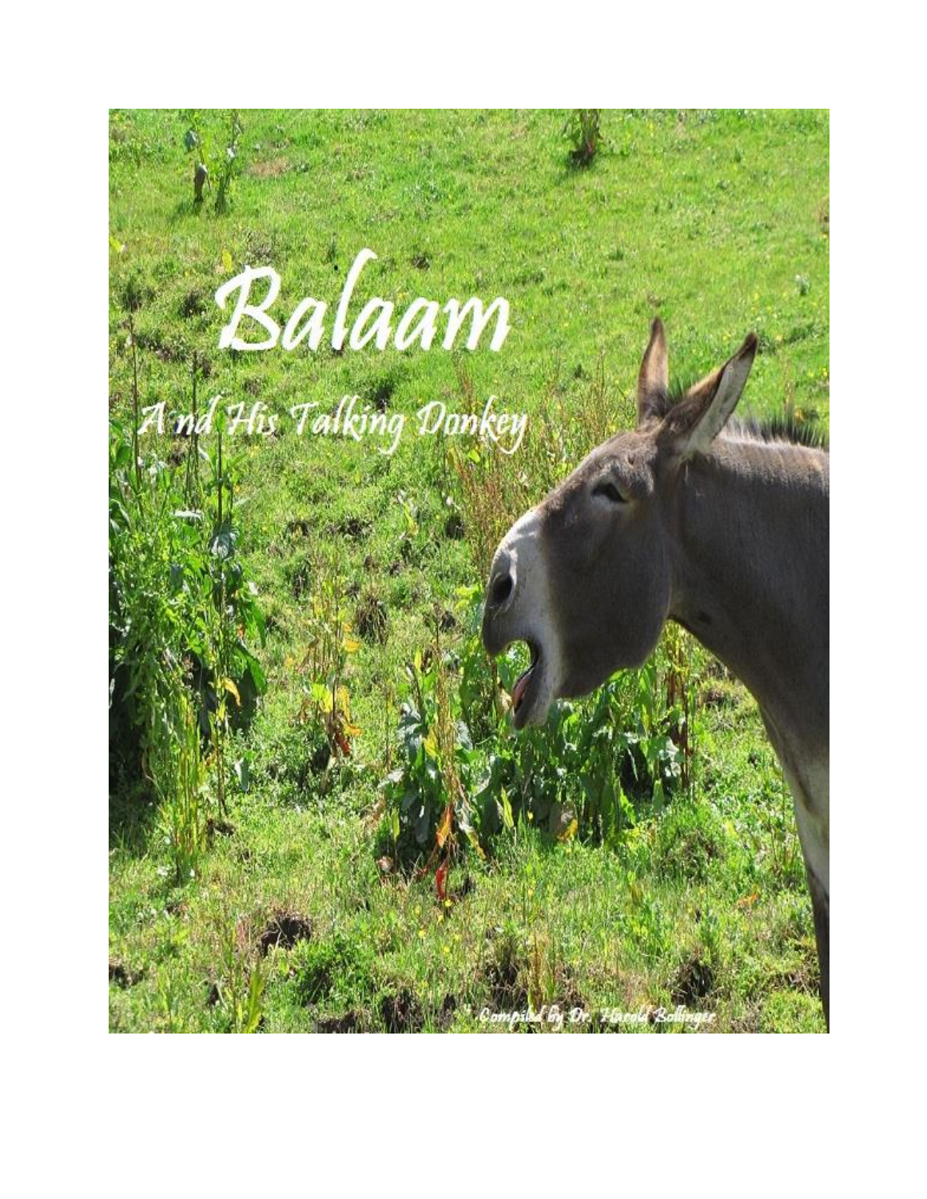# Balaam

## A nd His Talking Donkey

Compiled by Dr. Harold Bollinger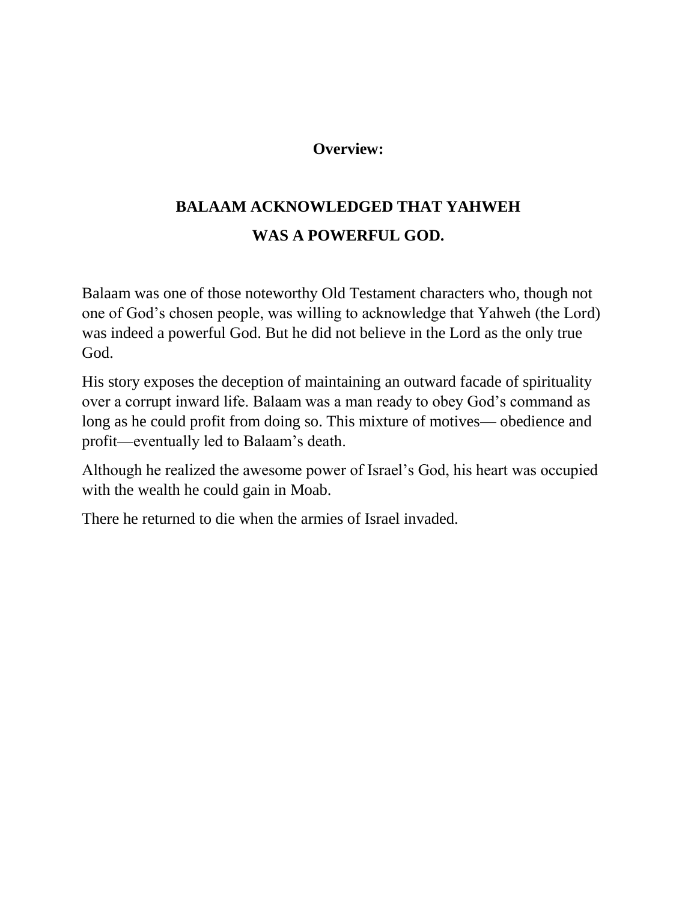**Overview:**

## BALAAM ACKNOWLEDGED THAT YAHWEH WAS A POWERFUL GOD.

Balaam was one of those noteworthy Old Testament characters who, though not one of God's chosen people, was willing to acknowledge that Yahweh (the Lord) was indeed a powerful God. But he did not believe in the Lord as the only true God.

His story exposes the deception of maintaining an outward facade of spirituality over a corrupt inward life. Balaam was a man ready to obey God's command as long as he could profit from doing so. This mixture of motives— obedience and profit—eventually led to Balaam's death.

Although he realized the awesome power of Israel's God, his heart was occupied with the wealth he could gain in Moab.

There he returned to die when the armies of Israel invaded.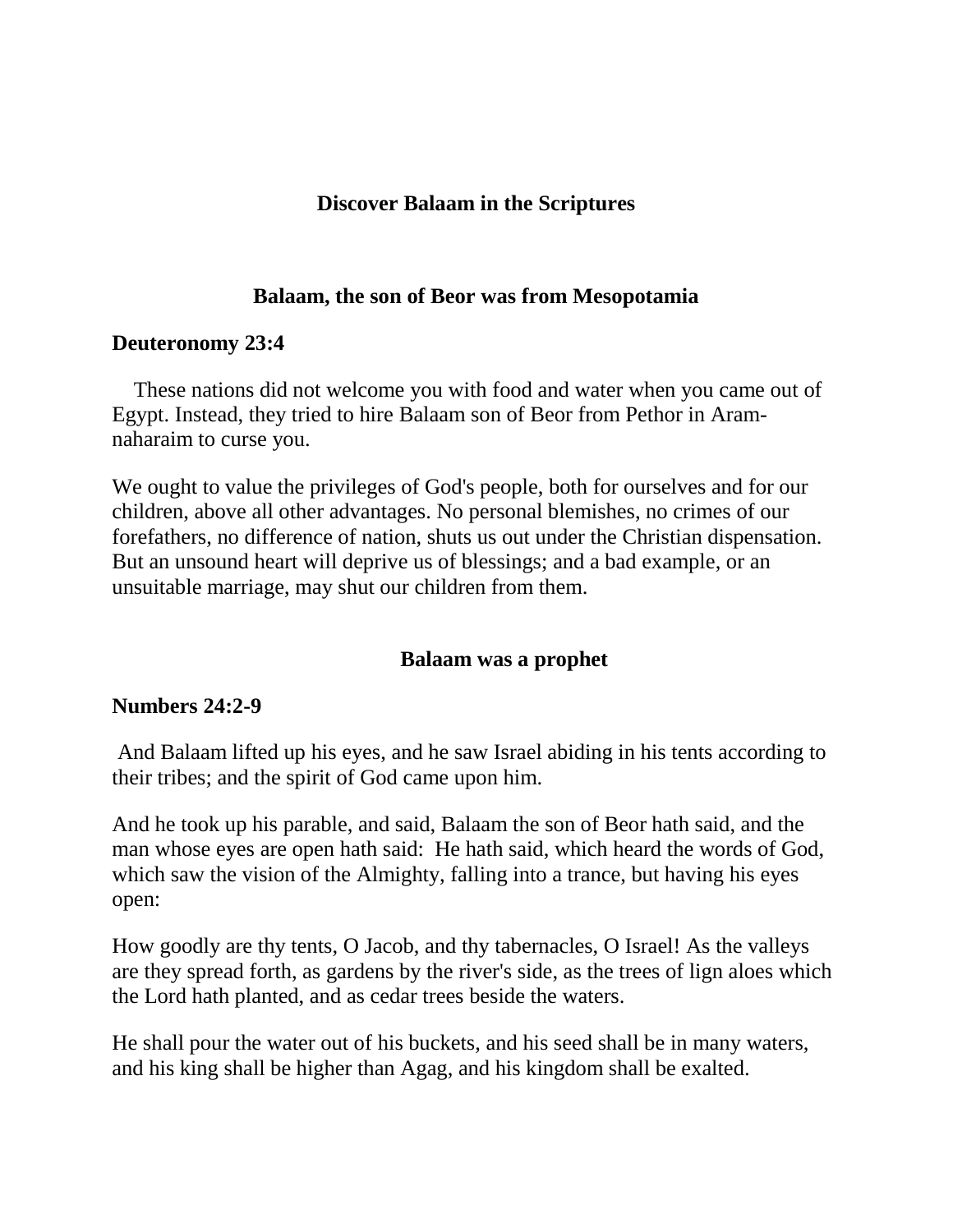# Discover Balaam in the Scriptures

## Balaam, the son of Beor was from Mesopotamia

### Deuteronomy 23:4

These nations did not welcome you with food and water when you came out of Egypt. Instead, they tried to hire Balaam son of Beor from Pethor in Aram-naharaim to curse you.

We ought to value the privileges of God's people, both for ourselves and for our children, above all other advantages. No personal blemishes, no crimes of our forefathers, no difference of nation, shuts us out under the Christian dispensation. But an unsound heart will deprive us of blessings; and a bad example, or an unsuitable marriage, may shut our children from them.

## Balaam was a prophet

### Numbers 24:2-9

And Balaam lifted up his eyes, and he saw Israel abiding in his tents according to their tribes; and the spirit of God came upon him.

And he took up his parable, and said, Balaam the son of Beor hath said, and the man whose eyes are open hath said: He hath said, which heard the words of God, which saw the vision of the Almighty, falling into a trance, but having his eyes open:

How goodly are thy tents, O Jacob, and thy tabernacles, O Israel! As the valleys are they spread forth, as gardens by the river's side, as the trees of lign aloes which the Lord hath planted, and as cedar trees beside the waters.

He shall pour the water out of his buckets, and his seed shall be in many waters, and his king shall be higher than Agag, and his kingdom shall be exalted.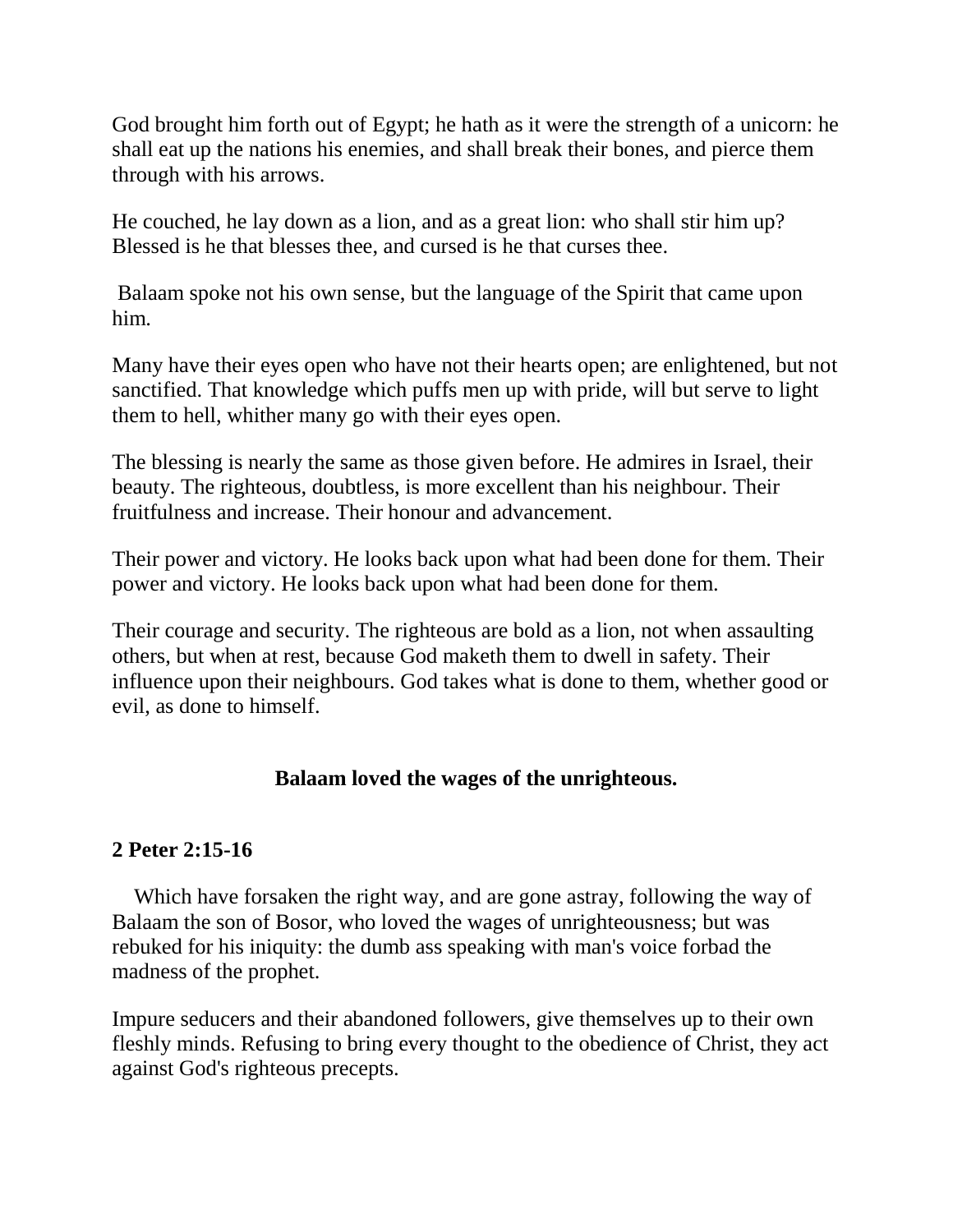God brought him forth out of Egypt; he hath as it were the strength of a unicorn: he shall eat up the nations his enemies, and shall break their bones, and pierce them through with his arrows.

He couched, he lay down as a lion, and as a great lion: who shall stir him up? Blessed is he that blesses thee, and cursed is he that curses thee.

Balaam spoke not his own sense, but the language of the Spirit that came upon him.

Many have their eyes open who have not their hearts open; are enlightened, but not sanctified. That knowledge which puffs men up with pride, will but serve to light them to hell, whither many go with their eyes open.

The blessing is nearly the same as those given before. He admires in Israel, their beauty. The righteous, doubtless, is more excellent than his neighbour. Their fruitfulness and increase. Their honour and advancement.

Their power and victory. He looks back upon what had been done for them. Their power and victory. He looks back upon what had been done for them.

Their courage and security. The righteous are bold as a lion, not when assaulting others, but when at rest, because God maketh them to dwell in safety. Their influence upon their neighbours. God takes what is done to them, whether good or evil, as done to himself.

**Balaam loved the wages of the unrighteous.**

**2 Peter 2:15-16**

Which have forsaken the right way, and are gone astray, following the way of Balaam the son of Bosor, who loved the wages of unrighteousness; but was rebuked for his iniquity: the dumb ass speaking with man's voice forbad the madness of the prophet.

Impure seducers and their abandoned followers, give themselves up to their own fleshly minds. Refusing to bring every thought to the obedience of Christ, they act against God's righteous precepts.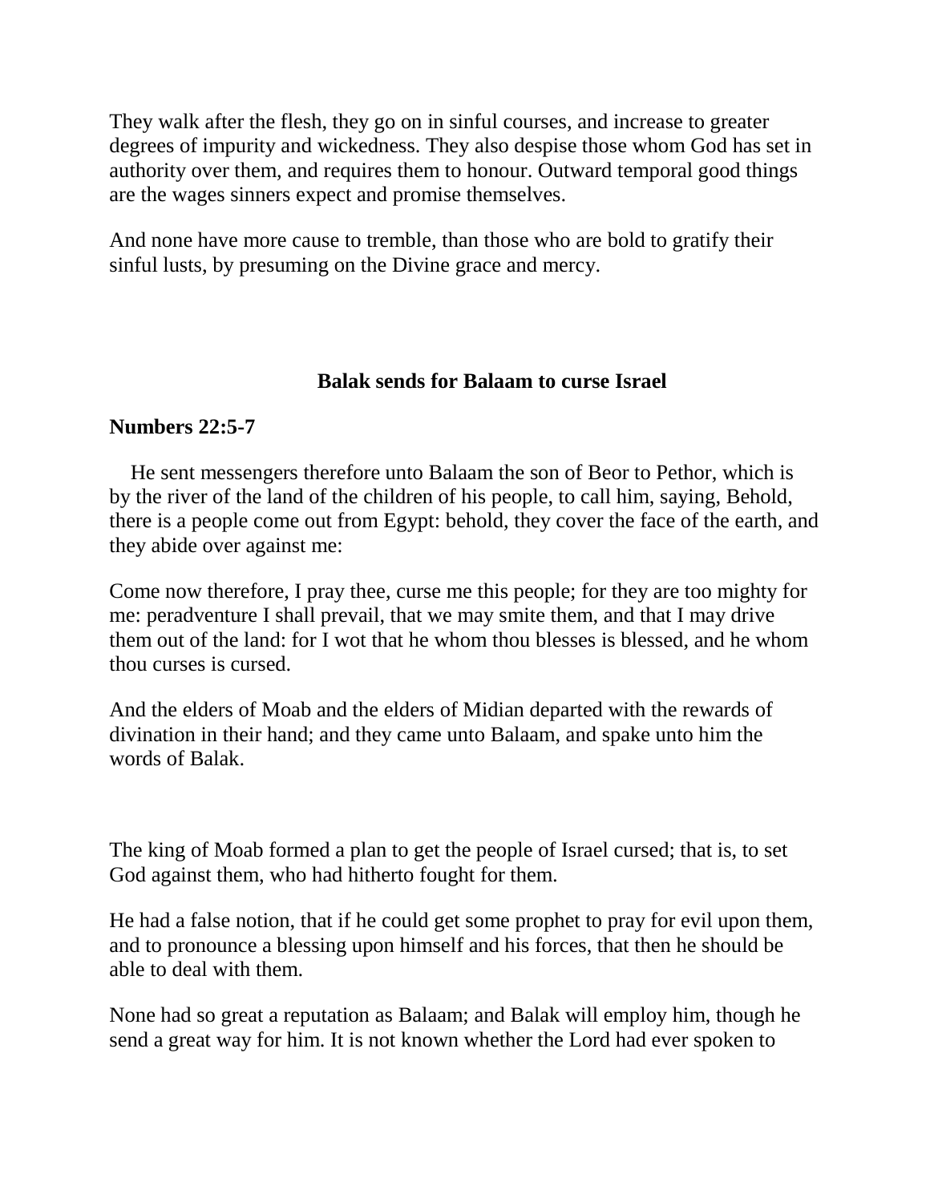They walk after the flesh, they go on in sinful courses, and increase to greater degrees of impurity and wickedness. They also despise those whom God has set in authority over them, and requires them to honour. Outward temporal good things are the wages sinners expect and promise themselves.

And none have more cause to tremble, than those who are bold to gratify their sinful lusts, by presuming on the Divine grace and mercy.

## Balak sends for Balaam to curse Israel

**Numbers 22:5-7**

He sent messengers therefore unto Balaam the son of Beor to Pethor, which is by the river of the land of the children of his people, to call him, saying, Behold, there is a people come out from Egypt: behold, they cover the face of the earth, and they abide over against me:

Come now therefore, I pray thee, curse me this people; for they are too mighty for me: peradventure I shall prevail, that we may smite them, and that I may drive them out of the land: for I wot that he whom thou blesses is blessed, and he whom thou curses is cursed.

And the elders of Moab and the elders of Midian departed with the rewards of divination in their hand; and they came unto Balaam, and spake unto him the words of Balak.

The king of Moab formed a plan to get the people of Israel cursed; that is, to set God against them, who had hitherto fought for them.

He had a false notion, that if he could get some prophet to pray for evil upon them, and to pronounce a blessing upon himself and his forces, that then he should be able to deal with them.

None had so great a reputation as Balaam; and Balak will employ him, though he send a great way for him. It is not known whether the Lord had ever spoken to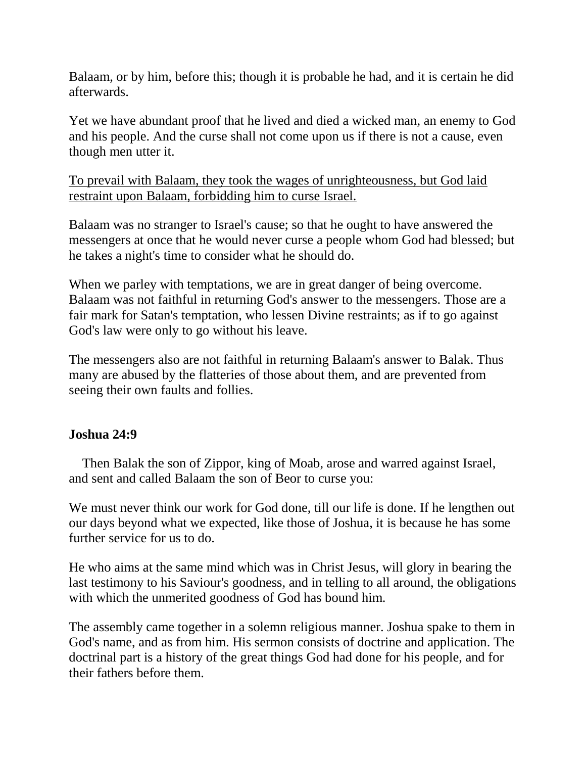Balaam, or by him, before this; though it is probable he had, and it is certain he did afterwards.

Yet we have abundant proof that he lived and died a wicked man, an enemy to God and his people. And the curse shall not come upon us if there is not a cause, even though men utter it.

<u>To prevail with Balaam, they took the wages of unrighteousness, but God laid restraint upon Balaam, forbidding him to curse Israel.</u>

Balaam was no stranger to Israel's cause; so that he ought to have answered the messengers at once that he would never curse a people whom God had blessed; but he takes a night's time to consider what he should do.

When we parley with temptations, we are in great danger of being overcome. Balaam was not faithful in returning God's answer to the messengers. Those are a fair mark for Satan's temptation, who lessen Divine restraints; as if to go against God's law were only to go without his leave.

The messengers also are not faithful in returning Balaam's answer to Balak. Thus many are abused by the flatteries of those about them, and are prevented from seeing their own faults and follies.

**Joshua 24:9**

Then Balak the son of Zippor, king of Moab, arose and warred against Israel, and sent and called Balaam the son of Beor to curse you:

We must never think our work for God done, till our life is done. If he lengthen out our days beyond what we expected, like those of Joshua, it is because he has some further service for us to do.

He who aims at the same mind which was in Christ Jesus, will glory in bearing the last testimony to his Saviour's goodness, and in telling to all around, the obligations with which the unmerited goodness of God has bound him.

The assembly came together in a solemn religious manner. Joshua spake to them in God's name, and as from him. His sermon consists of doctrine and application. The doctrinal part is a history of the great things God had done for his people, and for their fathers before them.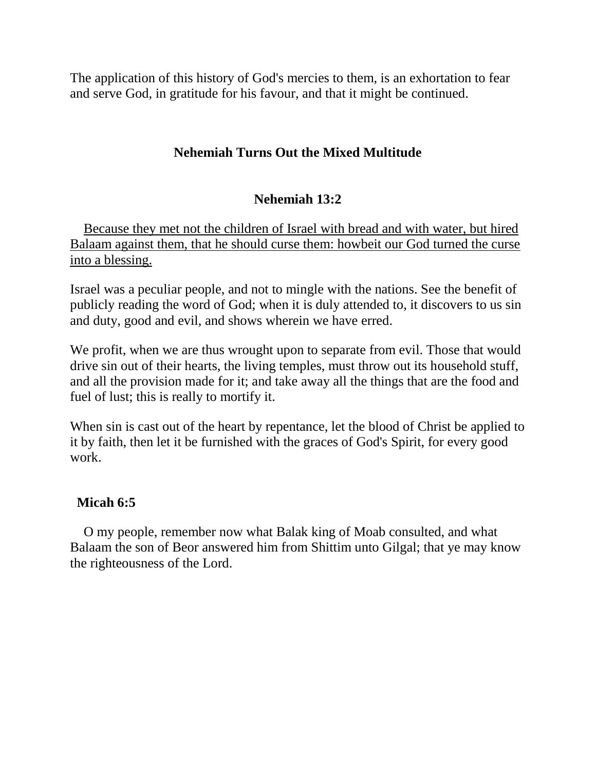The application of this history of God's mercies to them, is an exhortation to fear and serve God, in gratitude for his favour, and that it might be continued.

## Nehemiah Turns Out the Mixed Multitude

### Nehemiah 13:2

<u>Because they met not the children of Israel with bread and with water, but hired Balaam against them, that he should curse them: howbeit our God turned the curse into a blessing.</u>

Israel was a peculiar people, and not to mingle with the nations. See the benefit of publicly reading the word of God; when it is duly attended to, it discovers to us sin and duty, good and evil, and shows wherein we have erred.

We profit, when we are thus wrought upon to separate from evil. Those that would drive sin out of their hearts, the living temples, must throw out its household stuff, and all the provision made for it; and take away all the things that are the food and fuel of lust; this is really to mortify it.

When sin is cast out of the heart by repentance, let the blood of Christ be applied to it by faith, then let it be furnished with the graces of God's Spirit, for every good work.

**Micah 6:5**

O my people, remember now what Balak king of Moab consulted, and what Balaam the son of Beor answered him from Shittim unto Gilgal; that ye may know the righteousness of the Lord.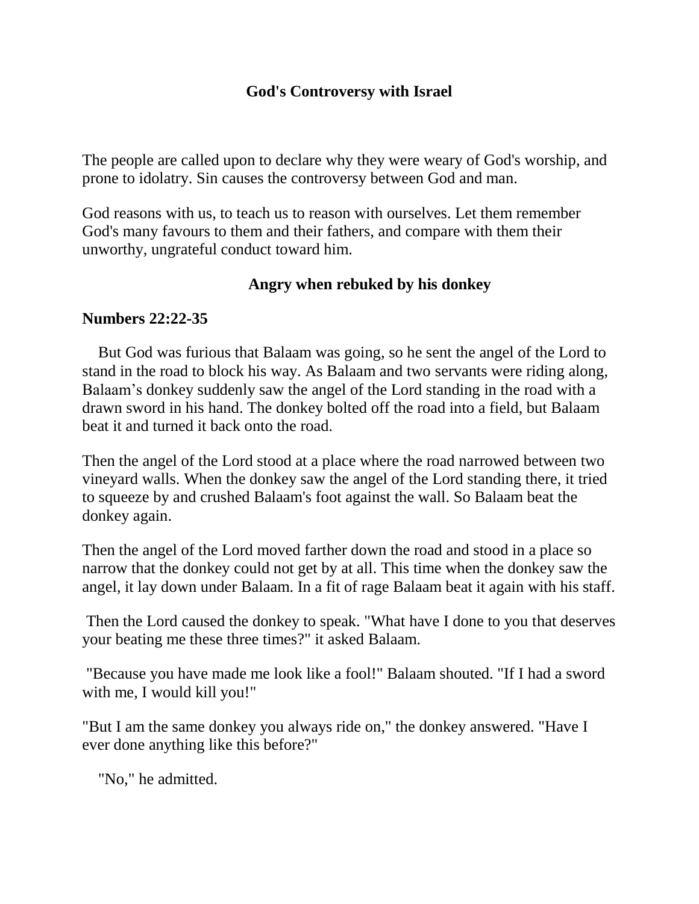## God's Controversy with Israel

The people are called upon to declare why they were weary of God's worship, and prone to idolatry. Sin causes the controversy between God and man.

God reasons with us, to teach us to reason with ourselves. Let them remember God's many favours to them and their fathers, and compare with them their unworthy, ungrateful conduct toward him.

### Angry when rebuked by his donkey

**Numbers 22:22-35**

But God was furious that Balaam was going, so he sent the angel of the Lord to stand in the road to block his way. As Balaam and two servants were riding along, Balaam's donkey suddenly saw the angel of the Lord standing in the road with a drawn sword in his hand. The donkey bolted off the road into a field, but Balaam beat it and turned it back onto the road.

Then the angel of the Lord stood at a place where the road narrowed between two vineyard walls. When the donkey saw the angel of the Lord standing there, it tried to squeeze by and crushed Balaam's foot against the wall. So Balaam beat the donkey again.

Then the angel of the Lord moved farther down the road and stood in a place so narrow that the donkey could not get by at all. This time when the donkey saw the angel, it lay down under Balaam. In a fit of rage Balaam beat it again with his staff.

Then the Lord caused the donkey to speak. "What have I done to you that deserves your beating me these three times?" it asked Balaam.

"Because you have made me look like a fool!" Balaam shouted. "If I had a sword with me, I would kill you!"

"But I am the same donkey you always ride on," the donkey answered. "Have I ever done anything like this before?"

"No," he admitted.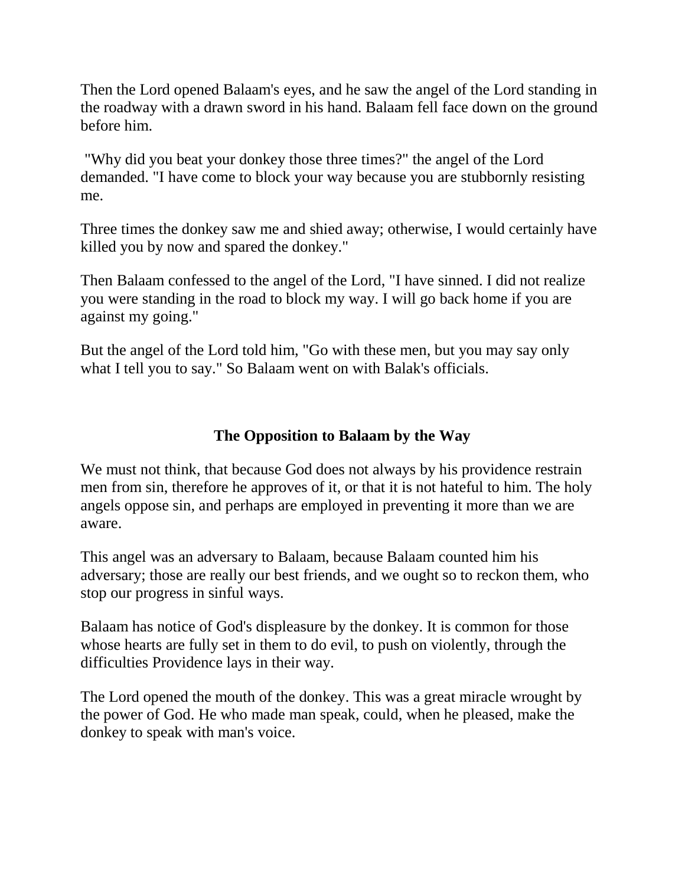Then the Lord opened Balaam's eyes, and he saw the angel of the Lord standing in the roadway with a drawn sword in his hand. Balaam fell face down on the ground before him.

"Why did you beat your donkey those three times?" the angel of the Lord demanded. "I have come to block your way because you are stubbornly resisting me.

Three times the donkey saw me and shied away; otherwise, I would certainly have killed you by now and spared the donkey."

Then Balaam confessed to the angel of the Lord, "I have sinned. I did not realize you were standing in the road to block my way. I will go back home if you are against my going."

But the angel of the Lord told him, "Go with these men, but you may say only what I tell you to say." So Balaam went on with Balak's officials.

## The Opposition to Balaam by the Way

We must not think, that because God does not always by his providence restrain men from sin, therefore he approves of it, or that it is not hateful to him. The holy angels oppose sin, and perhaps are employed in preventing it more than we are aware.

This angel was an adversary to Balaam, because Balaam counted him his adversary; those are really our best friends, and we ought so to reckon them, who stop our progress in sinful ways.

Balaam has notice of God's displeasure by the donkey. It is common for those whose hearts are fully set in them to do evil, to push on violently, through the difficulties Providence lays in their way.

The Lord opened the mouth of the donkey. This was a great miracle wrought by the power of God. He who made man speak, could, when he pleased, make the donkey to speak with man's voice.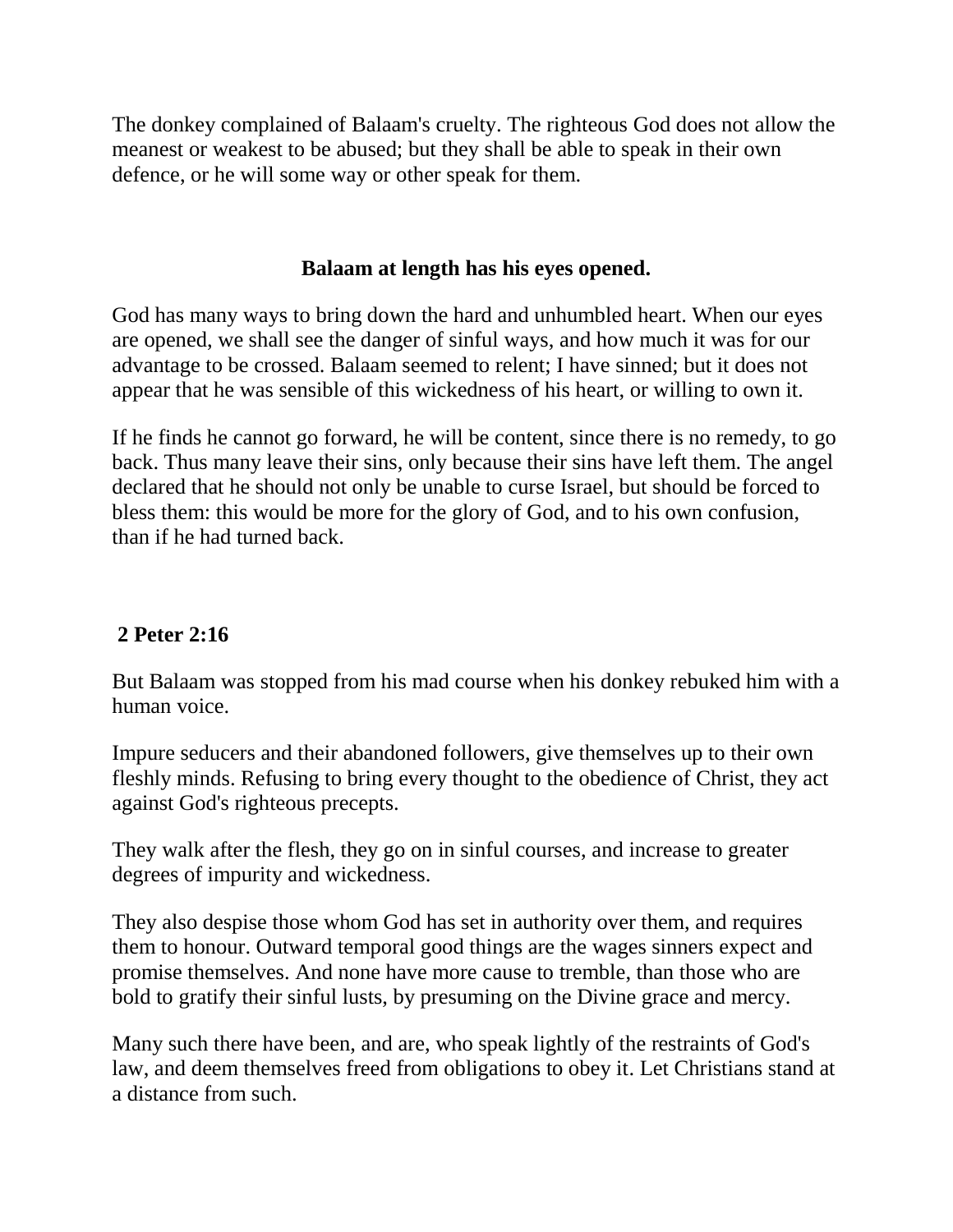The donkey complained of Balaam's cruelty. The righteous God does not allow the meanest or weakest to be abused; but they shall be able to speak in their own defence, or he will some way or other speak for them.

**Balaam at length has his eyes opened.**

God has many ways to bring down the hard and unhumbled heart. When our eyes are opened, we shall see the danger of sinful ways, and how much it was for our advantage to be crossed. Balaam seemed to relent; I have sinned; but it does not appear that he was sensible of this wickedness of his heart, or willing to own it.

If he finds he cannot go forward, he will be content, since there is no remedy, to go back. Thus many leave their sins, only because their sins have left them. The angel declared that he should not only be unable to curse Israel, but should be forced to bless them: this would be more for the glory of God, and to his own confusion, than if he had turned back.

**2 Peter 2:16**

But Balaam was stopped from his mad course when his donkey rebuked him with a human voice.

Impure seducers and their abandoned followers, give themselves up to their own fleshly minds. Refusing to bring every thought to the obedience of Christ, they act against God's righteous precepts.

They walk after the flesh, they go on in sinful courses, and increase to greater degrees of impurity and wickedness.

They also despise those whom God has set in authority over them, and requires them to honour. Outward temporal good things are the wages sinners expect and promise themselves. And none have more cause to tremble, than those who are bold to gratify their sinful lusts, by presuming on the Divine grace and mercy.

Many such there have been, and are, who speak lightly of the restraints of God's law, and deem themselves freed from obligations to obey it. Let Christians stand at a distance from such.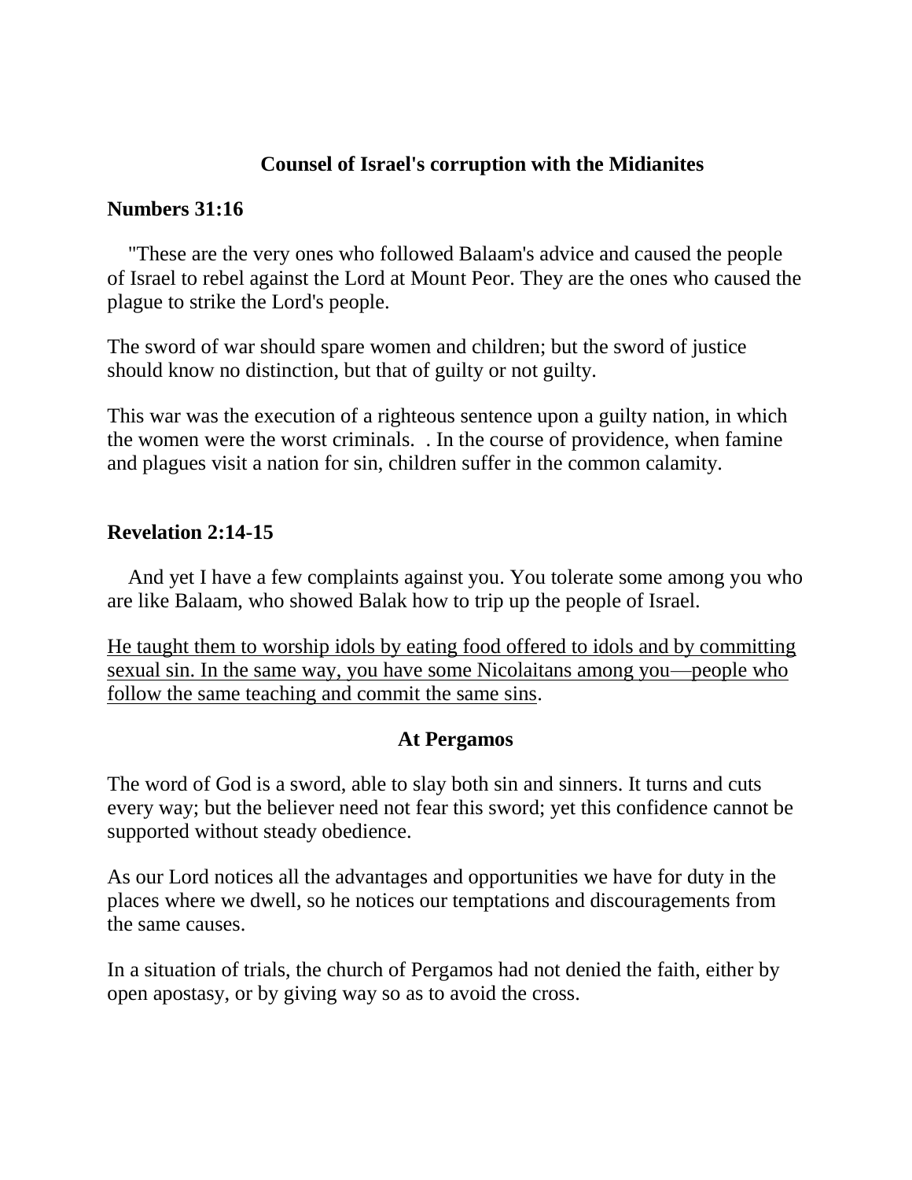### Counsel of Israel's corruption with the Midianites

**Numbers 31:16**

"These are the very ones who followed Balaam's advice and caused the people of Israel to rebel against the Lord at Mount Peor. They are the ones who caused the plague to strike the Lord's people.

The sword of war should spare women and children; but the sword of justice should know no distinction, but that of guilty or not guilty.

This war was the execution of a righteous sentence upon a guilty nation, in which the women were the worst criminals. . In the course of providence, when famine and plagues visit a nation for sin, children suffer in the common calamity.

**Revelation 2:14-15**

And yet I have a few complaints against you. You tolerate some among you who are like Balaam, who showed Balak how to trip up the people of Israel.

<u>He taught them to worship idols by eating food offered to idols and by committing sexual sin. In the same way, you have some Nicolaitans among you—people who follow the same teaching and commit the same sins</u>.

**At Pergamos**

The word of God is a sword, able to slay both sin and sinners. It turns and cuts every way; but the believer need not fear this sword; yet this confidence cannot be supported without steady obedience.

As our Lord notices all the advantages and opportunities we have for duty in the places where we dwell, so he notices our temptations and discouragements from the same causes.

In a situation of trials, the church of Pergamos had not denied the faith, either by open apostasy, or by giving way so as to avoid the cross.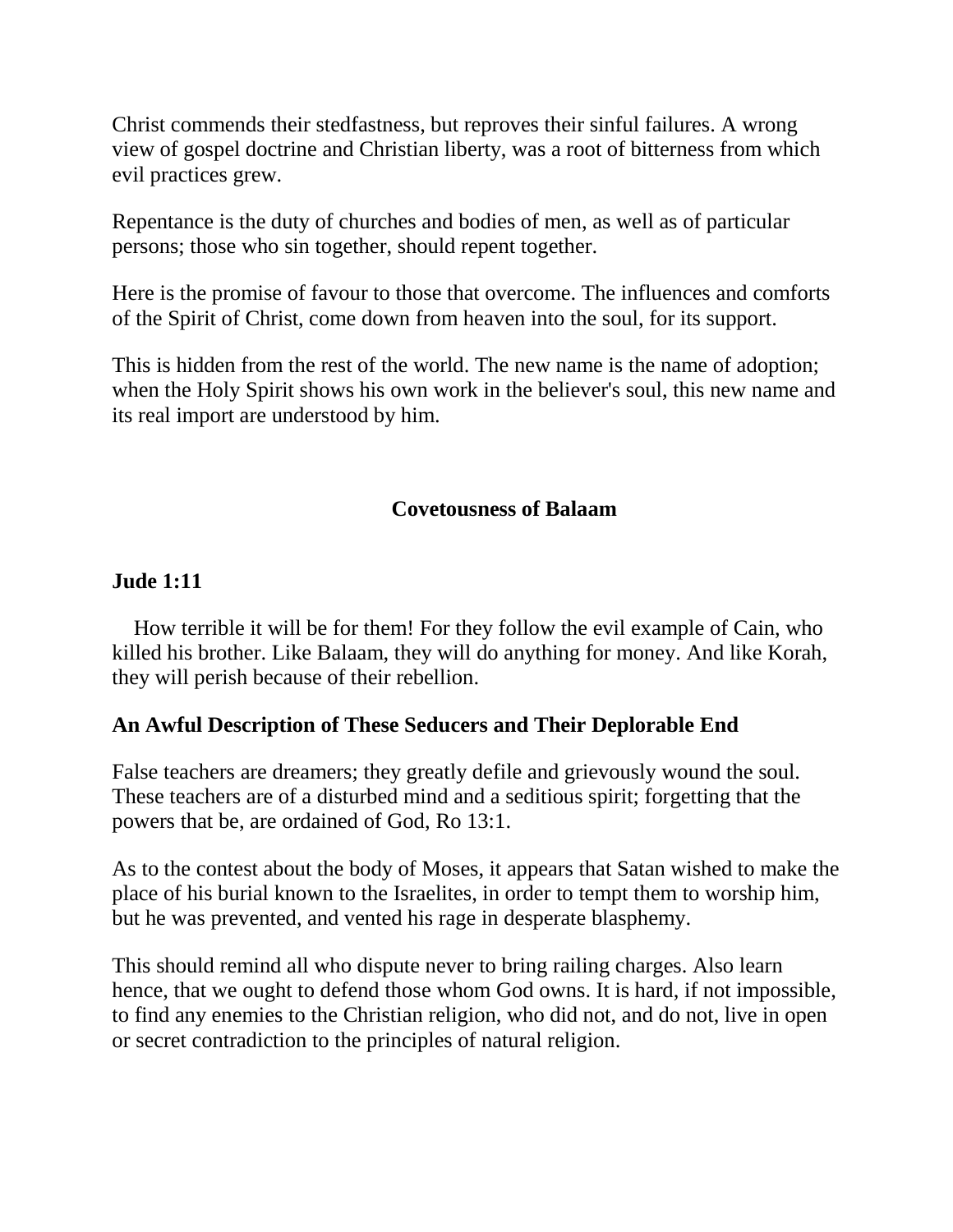Christ commends their stedfastness, but reproves their sinful failures. A wrong view of gospel doctrine and Christian liberty, was a root of bitterness from which evil practices grew.

Repentance is the duty of churches and bodies of men, as well as of particular persons; those who sin together, should repent together.

Here is the promise of favour to those that overcome. The influences and comforts of the Spirit of Christ, come down from heaven into the soul, for its support.

This is hidden from the rest of the world. The new name is the name of adoption; when the Holy Spirit shows his own work in the believer's soul, this new name and its real import are understood by him.

## Covetousness of Balaam

### Jude 1:11

How terrible it will be for them! For they follow the evil example of Cain, who killed his brother. Like Balaam, they will do anything for money. And like Korah, they will perish because of their rebellion.

### An Awful Description of These Seducers and Their Deplorable End

False teachers are dreamers; they greatly defile and grievously wound the soul. These teachers are of a disturbed mind and a seditious spirit; forgetting that the powers that be, are ordained of God, Ro 13:1.

As to the contest about the body of Moses, it appears that Satan wished to make the place of his burial known to the Israelites, in order to tempt them to worship him, but he was prevented, and vented his rage in desperate blasphemy.

This should remind all who dispute never to bring railing charges. Also learn hence, that we ought to defend those whom God owns. It is hard, if not impossible, to find any enemies to the Christian religion, who did not, and do not, live in open or secret contradiction to the principles of natural religion.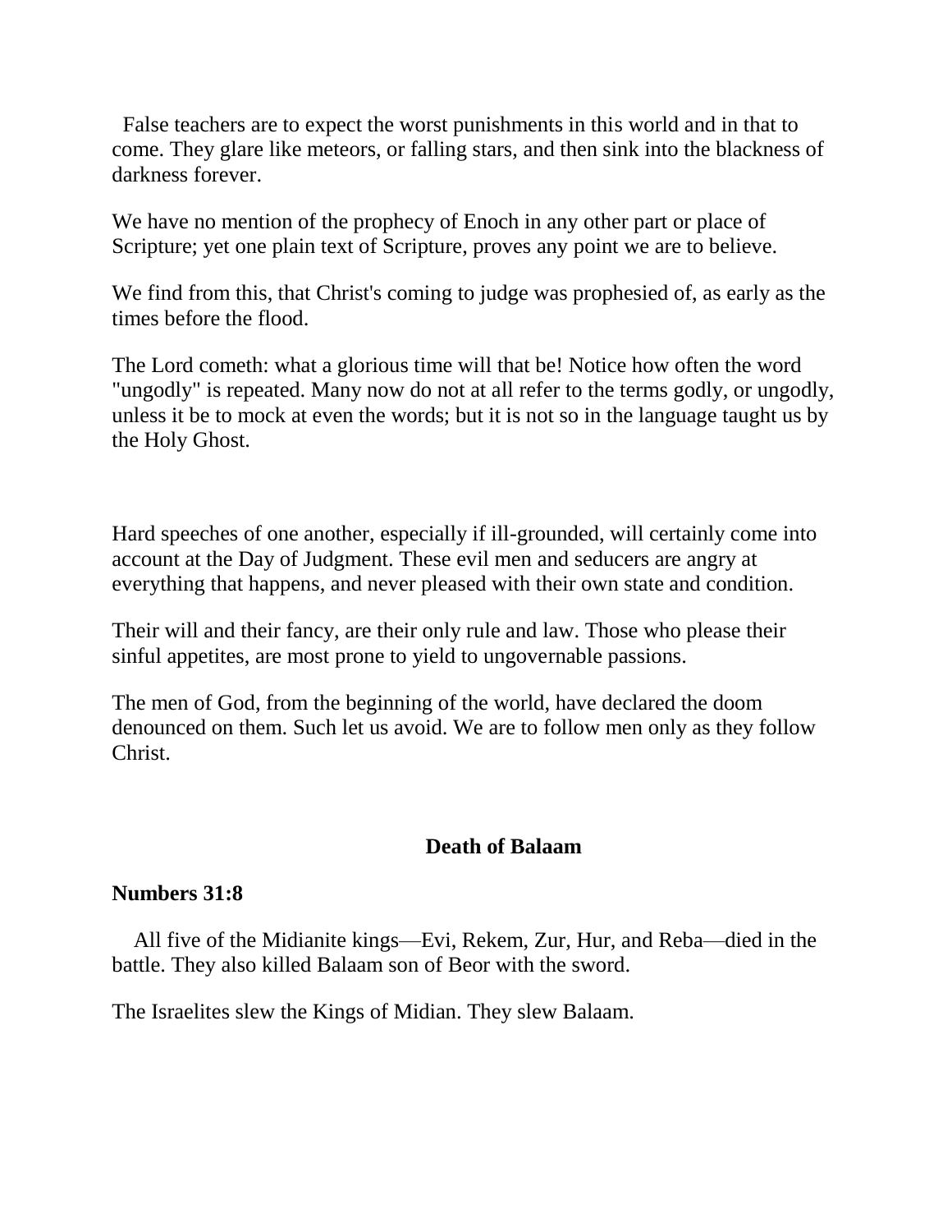False teachers are to expect the worst punishments in this world and in that to come. They glare like meteors, or falling stars, and then sink into the blackness of darkness forever.

We have no mention of the prophecy of Enoch in any other part or place of Scripture; yet one plain text of Scripture, proves any point we are to believe.

We find from this, that Christ's coming to judge was prophesied of, as early as the times before the flood.

The Lord cometh: what a glorious time will that be! Notice how often the word "ungodly" is repeated. Many now do not at all refer to the terms godly, or ungodly, unless it be to mock at even the words; but it is not so in the language taught us by the Holy Ghost.

Hard speeches of one another, especially if ill-grounded, will certainly come into account at the Day of Judgment. These evil men and seducers are angry at everything that happens, and never pleased with their own state and condition.

Their will and their fancy, are their only rule and law. Those who please their sinful appetites, are most prone to yield to ungovernable passions.

The men of God, from the beginning of the world, have declared the doom denounced on them. Such let us avoid. We are to follow men only as they follow Christ.

## Death of Balaam

**Numbers 31:8**

All five of the Midianite kings—Evi, Rekem, Zur, Hur, and Reba—died in the battle. They also killed Balaam son of Beor with the sword.

The Israelites slew the Kings of Midian. They slew Balaam.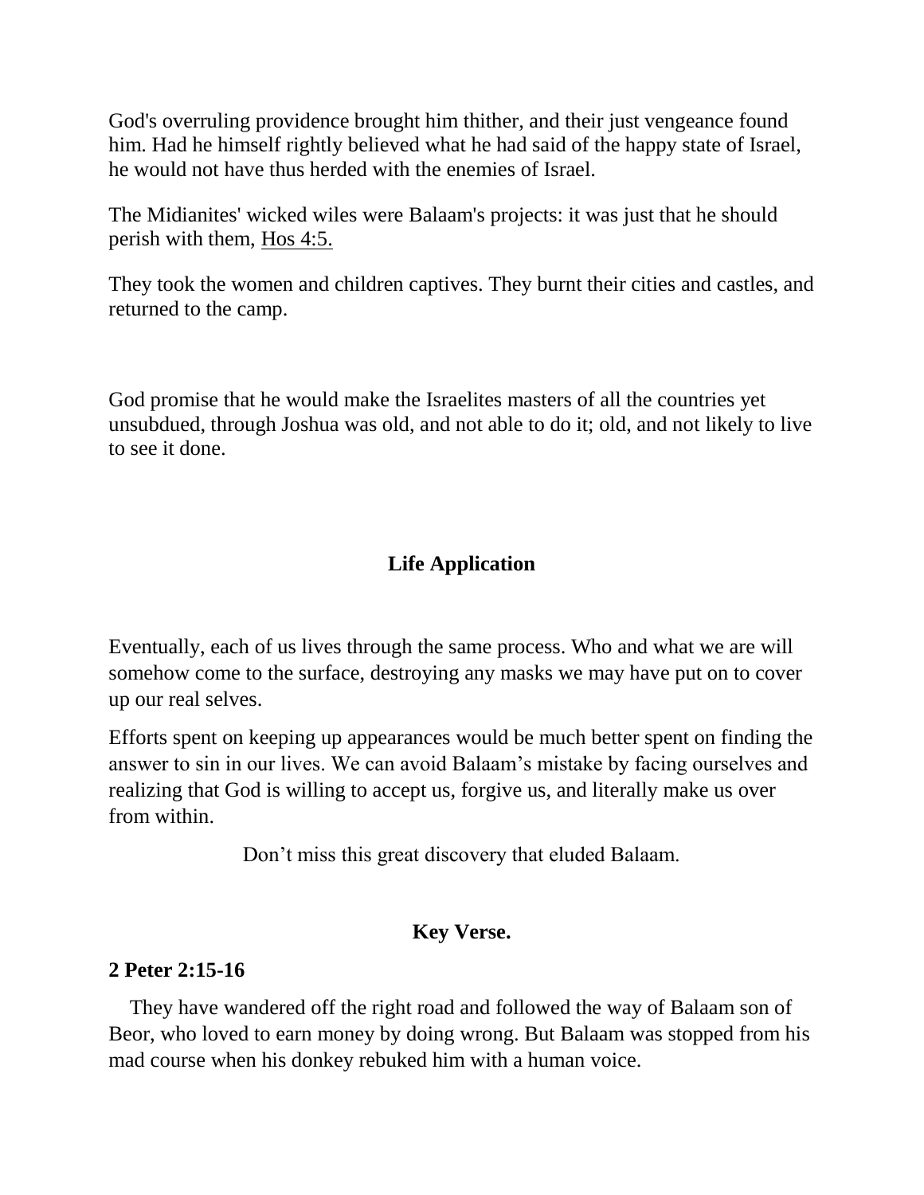God's overruling providence brought him thither, and their just vengeance found him. Had he himself rightly believed what he had said of the happy state of Israel, he would not have thus herded with the enemies of Israel.

The Midianites' wicked wiles were Balaam's projects: it was just that he should perish with them, Hos 4:5.

They took the women and children captives. They burnt their cities and castles, and returned to the camp.

God promise that he would make the Israelites masters of all the countries yet unsubdued, through Joshua was old, and not able to do it; old, and not likely to live to see it done.

## Life Application

Eventually, each of us lives through the same process. Who and what we are will somehow come to the surface, destroying any masks we may have put on to cover up our real selves.

Efforts spent on keeping up appearances would be much better spent on finding the answer to sin in our lives. We can avoid Balaam's mistake by facing ourselves and realizing that God is willing to accept us, forgive us, and literally make us over from within.

Don't miss this great discovery that eluded Balaam.

## Key Verse.

**2 Peter 2:15-16**

They have wandered off the right road and followed the way of Balaam son of Beor, who loved to earn money by doing wrong. But Balaam was stopped from his mad course when his donkey rebuked him with a human voice.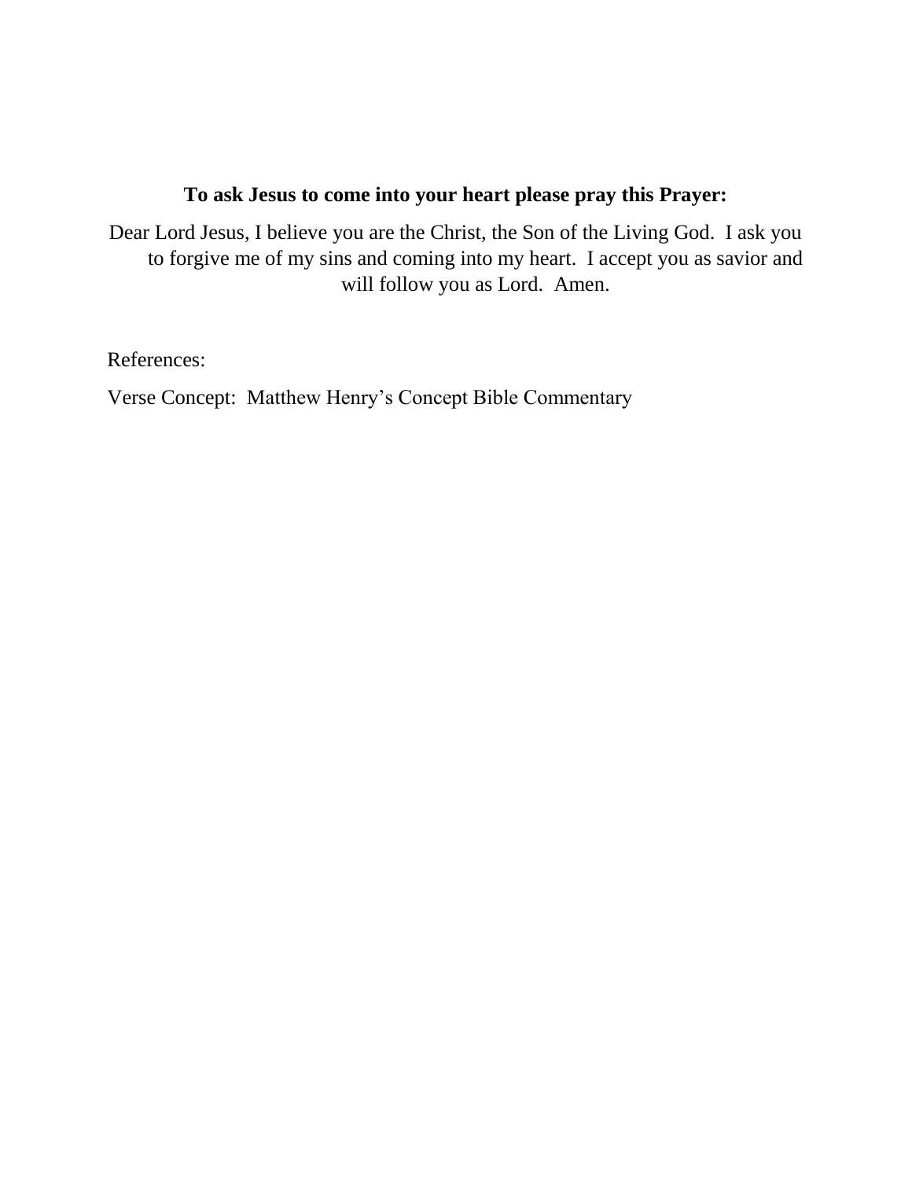**To ask Jesus to come into your heart please pray this Prayer:**

Dear Lord Jesus, I believe you are the Christ, the Son of the Living God. I ask you to forgive me of my sins and coming into my heart. I accept you as savior and will follow you as Lord. Amen.

References:

Verse Concept: Matthew Henry's Concept Bible Commentary